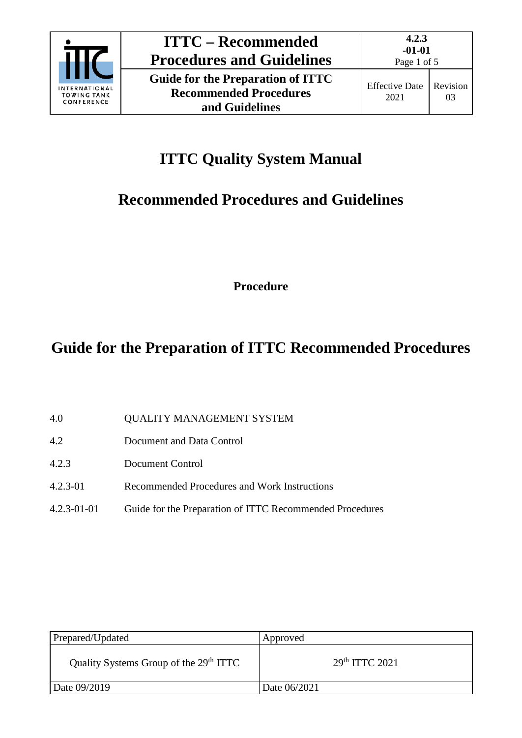# ITTC Quality System Manual

## Recommended Procedures and Guidelines

**Procedure**

# Guide for the Preparation of ITTC Recommended Procedures

| | |
|---|---|
| 4.0 | QUALITY MANAGEMENT SYSTEM |
| 4.2 | Document and Data Control |
| 4.2.3 | Document Control |
| 4.2.3-01 | Recommended Procedures and Work Instructions |
| 4.2.3-01-01 | Guide for the Preparation of ITTC Recommended Procedures |

| Prepared/Updated | Approved |
|---|---|
| Quality Systems Group of the 29th ITTC | 29th ITTC 2021 |
| Date 09/2019 | Date 06/2021 |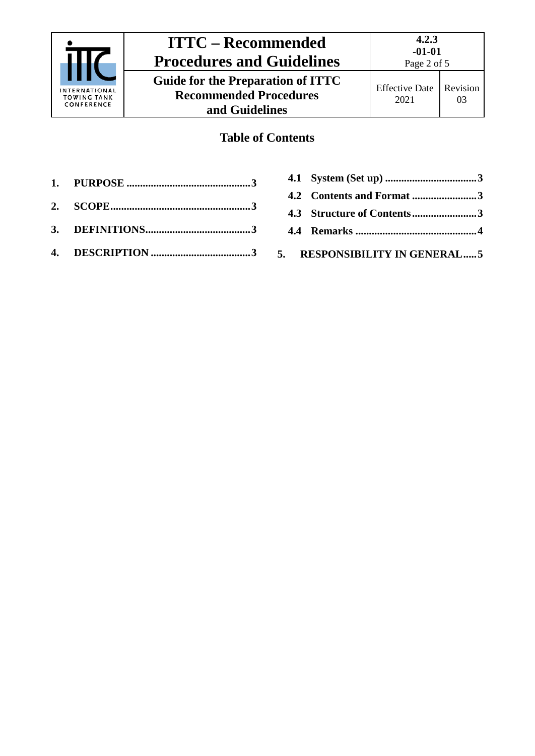## Table of Contents

1. **PURPOSE** .......................................... 3
2. **SCOPE** .............................................. 3
3. **DEFINITIONS** ..................................... 3
4. **DESCRIPTION** ..................................... 3
   - 4.1 **System (Set up)** ................................ 3
   - 4.2 **Contents and Format** ........................ 3
   - 4.3 **Structure of Contents** ....................... 3
   - 4.4 **Remarks** ............................................ 4
5. **RESPONSIBILITY IN GENERAL** ..... 5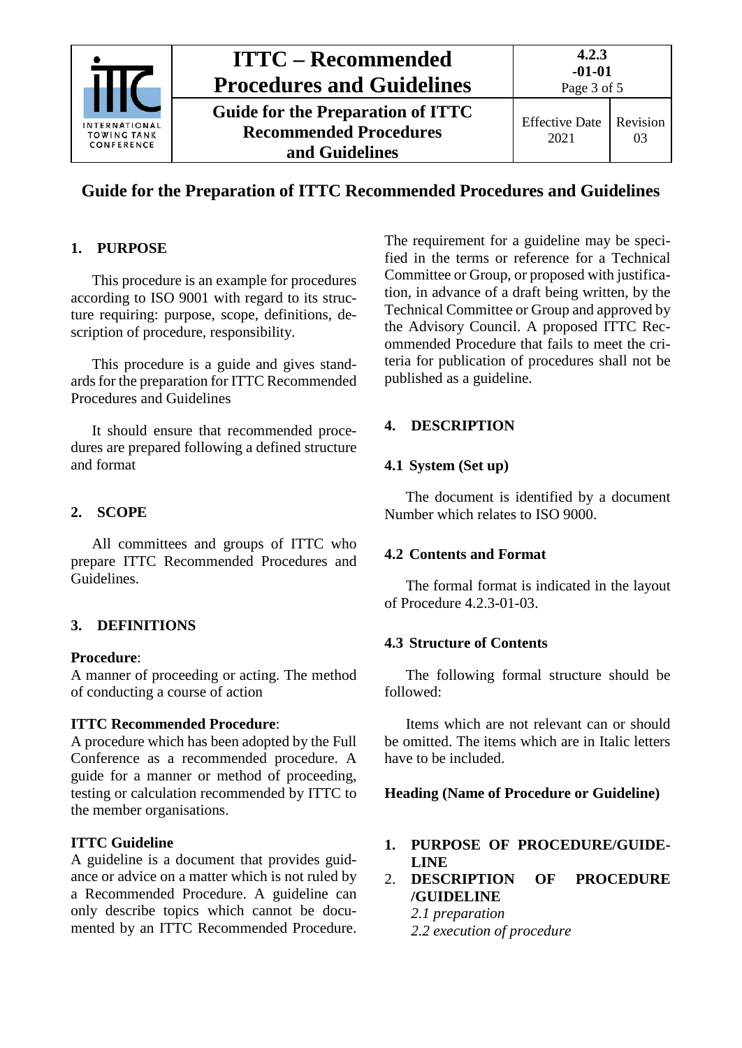# Guide for the Preparation of ITTC Recommended Procedures and Guidelines

## 1. PURPOSE

This procedure is an example for procedures according to ISO 9001 with regard to its structure requiring: purpose, scope, definitions, description of procedure, responsibility.

This procedure is a guide and gives standards for the preparation for ITTC Recommended Procedures and Guidelines

It should ensure that recommended procedures are prepared following a defined structure and format

## 2. SCOPE

All committees and groups of ITTC who prepare ITTC Recommended Procedures and Guidelines.

## 3. DEFINITIONS

**Procedure**:
A manner of proceeding or acting. The method of conducting a course of action

**ITTC Recommended Procedure**:
A procedure which has been adopted by the Full Conference as a recommended procedure. A guide for a manner or method of proceeding, testing or calculation recommended by ITTC to the member organisations.

**ITTC Guideline**
A guideline is a document that provides guidance or advice on a matter which is not ruled by a Recommended Procedure. A guideline can only describe topics which cannot be documented by an ITTC Recommended Procedure. The requirement for a guideline may be specified in the terms or reference for a Technical Committee or Group, or proposed with justification, in advance of a draft being written, by the Technical Committee or Group and approved by the Advisory Council. A proposed ITTC Recommended Procedure that fails to meet the criteria for publication of procedures shall not be published as a guideline.

## 4. DESCRIPTION

### 4.1 System (Set up)

The document is identified by a document Number which relates to ISO 9000.

### 4.2 Contents and Format

The formal format is indicated in the layout of Procedure 4.2.3-01-03.

### 4.3 Structure of Contents

The following formal structure should be followed:

Items which are not relevant can or should be omitted. The items which are in Italic letters have to be included.

**Heading (Name of Procedure or Guideline)**

1. **PURPOSE OF PROCEDURE/GUIDELINE**
2. **DESCRIPTION OF PROCEDURE /GUIDELINE**
   *2.1 preparation*
   *2.2 execution of procedure*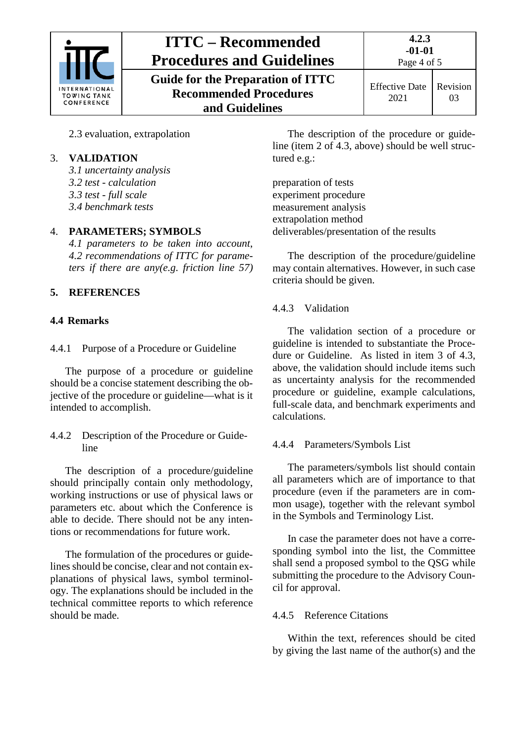2.3 evaluation, extrapolation

3. **VALIDATION**
   *3.1 uncertainty analysis*
   *3.2 test - calculation*
   *3.3 test - full scale*
   *3.4 benchmark tests*

4. **PARAMETERS; SYMBOLS**
   *4.1 parameters to be taken into account,*
   *4.2 recommendations of ITTC for parameters if there are any(e.g. friction line 57)*

5. **REFERENCES**

### 4.4 Remarks

#### 4.4.1 Purpose of a Procedure or Guideline

The purpose of a procedure or guideline should be a concise statement describing the objective of the procedure or guideline—what is it intended to accomplish.

#### 4.4.2 Description of the Procedure or Guideline

The description of a procedure/guideline should principally contain only methodology, working instructions or use of physical laws or parameters etc. about which the Conference is able to decide. There should not be any intentions or recommendations for future work.

The formulation of the procedures or guidelines should be concise, clear and not contain explanations of physical laws, symbol terminology. The explanations should be included in the technical committee reports to which reference should be made.

The description of the procedure or guideline (item 2 of 4.3, above) should be well structured e.g.:

preparation of tests
experiment procedure
measurement analysis
extrapolation method
deliverables/presentation of the results

The description of the procedure/guideline may contain alternatives. However, in such case criteria should be given.

#### 4.4.3 Validation

The validation section of a procedure or guideline is intended to substantiate the Procedure or Guideline. As listed in item 3 of 4.3, above, the validation should include items such as uncertainty analysis for the recommended procedure or guideline, example calculations, full-scale data, and benchmark experiments and calculations.

#### 4.4.4 Parameters/Symbols List

The parameters/symbols list should contain all parameters which are of importance to that procedure (even if the parameters are in common usage), together with the relevant symbol in the Symbols and Terminology List.

In case the parameter does not have a corresponding symbol into the list, the Committee shall send a proposed symbol to the QSG while submitting the procedure to the Advisory Council for approval.

#### 4.4.5 Reference Citations

Within the text, references should be cited by giving the last name of the author(s) and the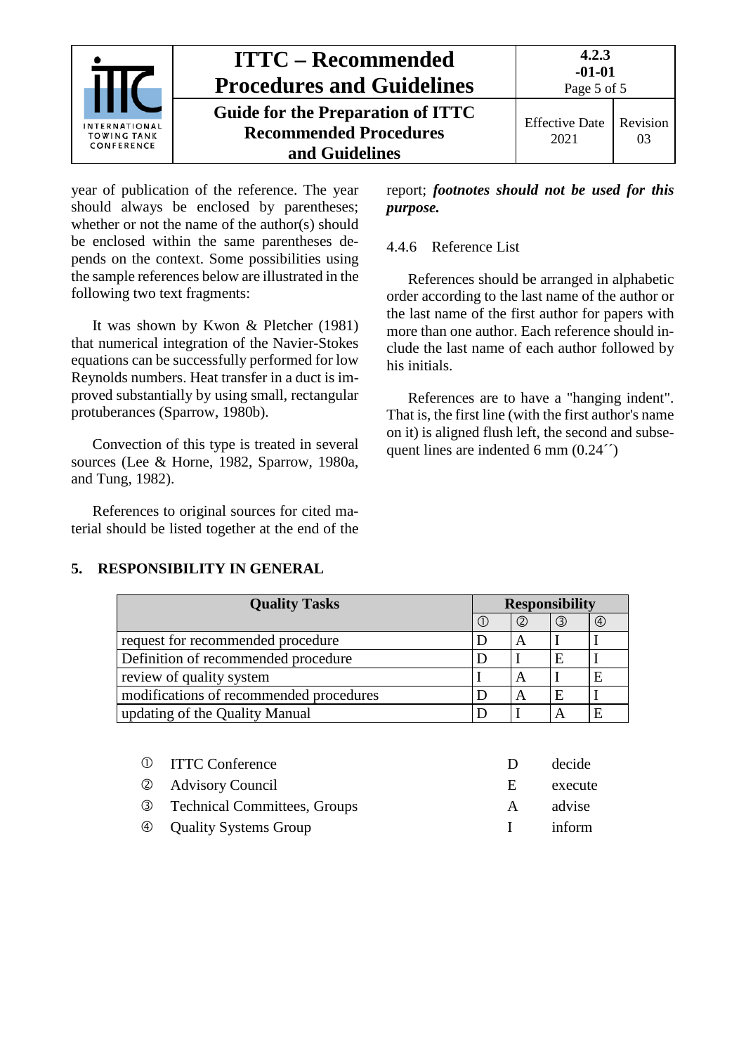year of publication of the reference. The year should always be enclosed by parentheses; whether or not the name of the author(s) should be enclosed within the same parentheses depends on the context. Some possibilities using the sample references below are illustrated in the following two text fragments:

It was shown by Kwon & Pletcher (1981) that numerical integration of the Navier-Stokes equations can be successfully performed for low Reynolds numbers. Heat transfer in a duct is improved substantially by using small, rectangular protuberances (Sparrow, 1980b).

Convection of this type is treated in several sources (Lee & Horne, 1982, Sparrow, 1980a, and Tung, 1982).

References to original sources for cited material should be listed together at the end of the report; ***footnotes should not be used for this purpose.***

4.4.6 Reference List

References should be arranged in alphabetic order according to the last name of the author or the last name of the first author for papers with more than one author. Each reference should include the last name of each author followed by his initials.

References are to have a "hanging indent". That is, the first line (with the first author's name on it) is aligned flush left, the second and subsequent lines are indented 6 mm (0.24´´)

## 5. RESPONSIBILITY IN GENERAL

| Quality Tasks | Responsibility | | | |
|---|---|---|---|---|
| | ① | ② | ③ | ④ |
| request for recommended procedure | D | A | I | I |
| Definition of recommended procedure | D | I | E | I |
| review of quality system | I | A | I | E |
| modifications of recommended procedures | D | A | E | I |
| updating of the Quality Manual | D | I | A | E |

| | | | |
|---|---|---|---|
| ① | ITTC Conference | D | decide |
| ② | Advisory Council | E | execute |
| ③ | Technical Committees, Groups | A | advise |
| ④ | Quality Systems Group | I | inform |